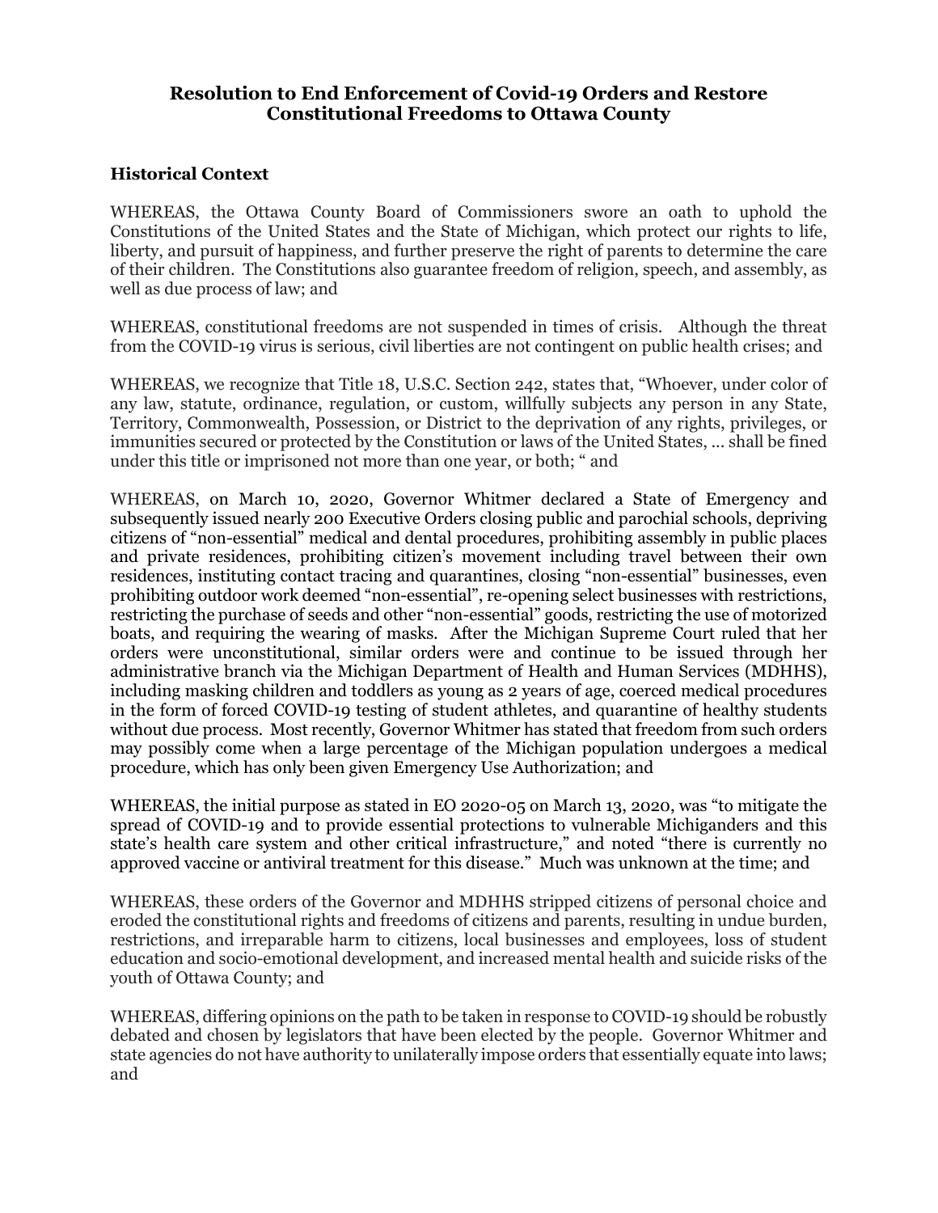# Resolution to End Enforcement of Covid-19 Orders and Restore Constitutional Freedoms to Ottawa County

## Historical Context

WHEREAS, the Ottawa County Board of Commissioners swore an oath to uphold the Constitutions of the United States and the State of Michigan, which protect our rights to life, liberty, and pursuit of happiness, and further preserve the right of parents to determine the care of their children. The Constitutions also guarantee freedom of religion, speech, and assembly, as well as due process of law; and

WHEREAS, constitutional freedoms are not suspended in times of crisis. Although the threat from the COVID-19 virus is serious, civil liberties are not contingent on public health crises; and

WHEREAS, we recognize that Title 18, U.S.C. Section 242, states that, "Whoever, under color of any law, statute, ordinance, regulation, or custom, willfully subjects any person in any State, Territory, Commonwealth, Possession, or District to the deprivation of any rights, privileges, or immunities secured or protected by the Constitution or laws of the United States, ... shall be fined under this title or imprisoned not more than one year, or both; " and

WHEREAS, on March 10, 2020, Governor Whitmer declared a State of Emergency and subsequently issued nearly 200 Executive Orders closing public and parochial schools, depriving citizens of "non-essential" medical and dental procedures, prohibiting assembly in public places and private residences, prohibiting citizen's movement including travel between their own residences, instituting contact tracing and quarantines, closing "non-essential" businesses, even prohibiting outdoor work deemed "non-essential", re-opening select businesses with restrictions, restricting the purchase of seeds and other "non-essential" goods, restricting the use of motorized boats, and requiring the wearing of masks. After the Michigan Supreme Court ruled that her orders were unconstitutional, similar orders were and continue to be issued through her administrative branch via the Michigan Department of Health and Human Services (MDHHS), including masking children and toddlers as young as 2 years of age, coerced medical procedures in the form of forced COVID-19 testing of student athletes, and quarantine of healthy students without due process. Most recently, Governor Whitmer has stated that freedom from such orders may possibly come when a large percentage of the Michigan population undergoes a medical procedure, which has only been given Emergency Use Authorization; and

WHEREAS, the initial purpose as stated in EO 2020-05 on March 13, 2020, was "to mitigate the spread of COVID-19 and to provide essential protections to vulnerable Michiganders and this state's health care system and other critical infrastructure," and noted "there is currently no approved vaccine or antiviral treatment for this disease." Much was unknown at the time; and

WHEREAS, these orders of the Governor and MDHHS stripped citizens of personal choice and eroded the constitutional rights and freedoms of citizens and parents, resulting in undue burden, restrictions, and irreparable harm to citizens, local businesses and employees, loss of student education and socio-emotional development, and increased mental health and suicide risks of the youth of Ottawa County; and

WHEREAS, differing opinions on the path to be taken in response to COVID-19 should be robustly debated and chosen by legislators that have been elected by the people. Governor Whitmer and state agencies do not have authority to unilaterally impose orders that essentially equate into laws; and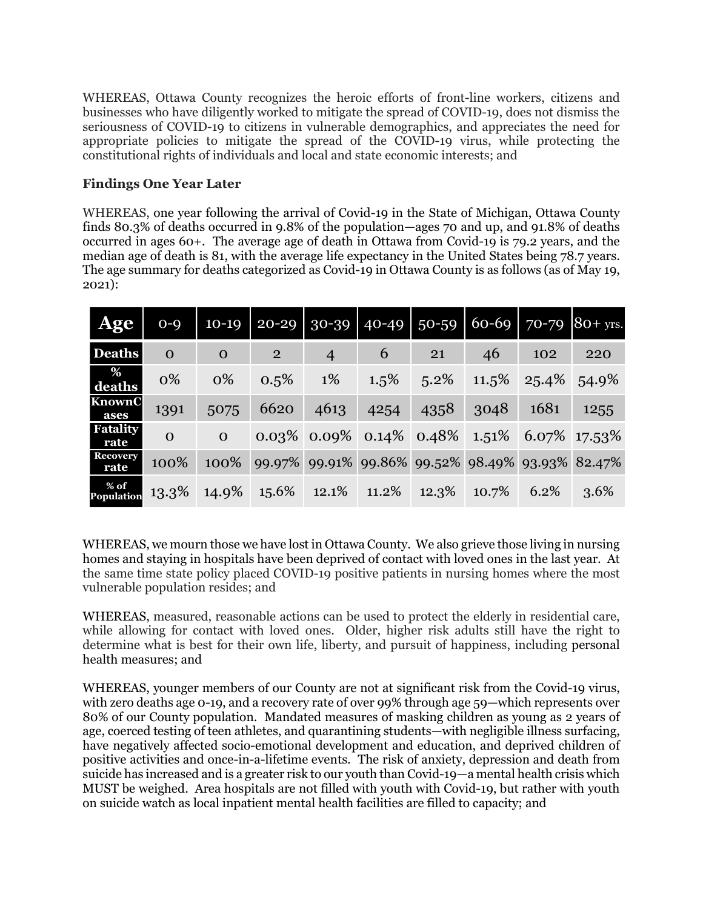WHEREAS, Ottawa County recognizes the heroic efforts of front-line workers, citizens and businesses who have diligently worked to mitigate the spread of COVID-19, does not dismiss the seriousness of COVID-19 to citizens in vulnerable demographics, and appreciates the need for appropriate policies to mitigate the spread of the COVID-19 virus, while protecting the constitutional rights of individuals and local and state economic interests; and

**Findings One Year Later**

WHEREAS, one year following the arrival of Covid-19 in the State of Michigan, Ottawa County finds 80.3% of deaths occurred in 9.8% of the population—ages 70 and up, and 91.8% of deaths occurred in ages 60+. The average age of death in Ottawa from Covid-19 is 79.2 years, and the median age of death is 81, with the average life expectancy in the United States being 78.7 years. The age summary for deaths categorized as Covid-19 in Ottawa County is as follows (as of May 19, 2021):

| Age | 0-9 | 10-19 | 20-29 | 30-39 | 40-49 | 50-59 | 60-69 | 70-79 | 80+ yrs. |
|---|---|---|---|---|---|---|---|---|---|
| Deaths | 0 | 0 | 2 | 4 | 6 | 21 | 46 | 102 | 220 |
| % deaths | 0% | 0% | 0.5% | 1% | 1.5% | 5.2% | 11.5% | 25.4% | 54.9% |
| KnownCases | 1391 | 5075 | 6620 | 4613 | 4254 | 4358 | 3048 | 1681 | 1255 |
| Fatality rate | 0 | 0 | 0.03% | 0.09% | 0.14% | 0.48% | 1.51% | 6.07% | 17.53% |
| Recovery rate | 100% | 100% | 99.97% | 99.91% | 99.86% | 99.52% | 98.49% | 93.93% | 82.47% |
| % of Population | 13.3% | 14.9% | 15.6% | 12.1% | 11.2% | 12.3% | 10.7% | 6.2% | 3.6% |

WHEREAS, we mourn those we have lost in Ottawa County. We also grieve those living in nursing homes and staying in hospitals have been deprived of contact with loved ones in the last year. At the same time state policy placed COVID-19 positive patients in nursing homes where the most vulnerable population resides; and

WHEREAS, measured, reasonable actions can be used to protect the elderly in residential care, while allowing for contact with loved ones. Older, higher risk adults still have the right to determine what is best for their own life, liberty, and pursuit of happiness, including personal health measures; and

WHEREAS, younger members of our County are not at significant risk from the Covid-19 virus, with zero deaths age 0-19, and a recovery rate of over 99% through age 59—which represents over 80% of our County population. Mandated measures of masking children as young as 2 years of age, coerced testing of teen athletes, and quarantining students—with negligible illness surfacing, have negatively affected socio-emotional development and education, and deprived children of positive activities and once-in-a-lifetime events. The risk of anxiety, depression and death from suicide has increased and is a greater risk to our youth than Covid-19—a mental health crisis which MUST be weighed. Area hospitals are not filled with youth with Covid-19, but rather with youth on suicide watch as local inpatient mental health facilities are filled to capacity; and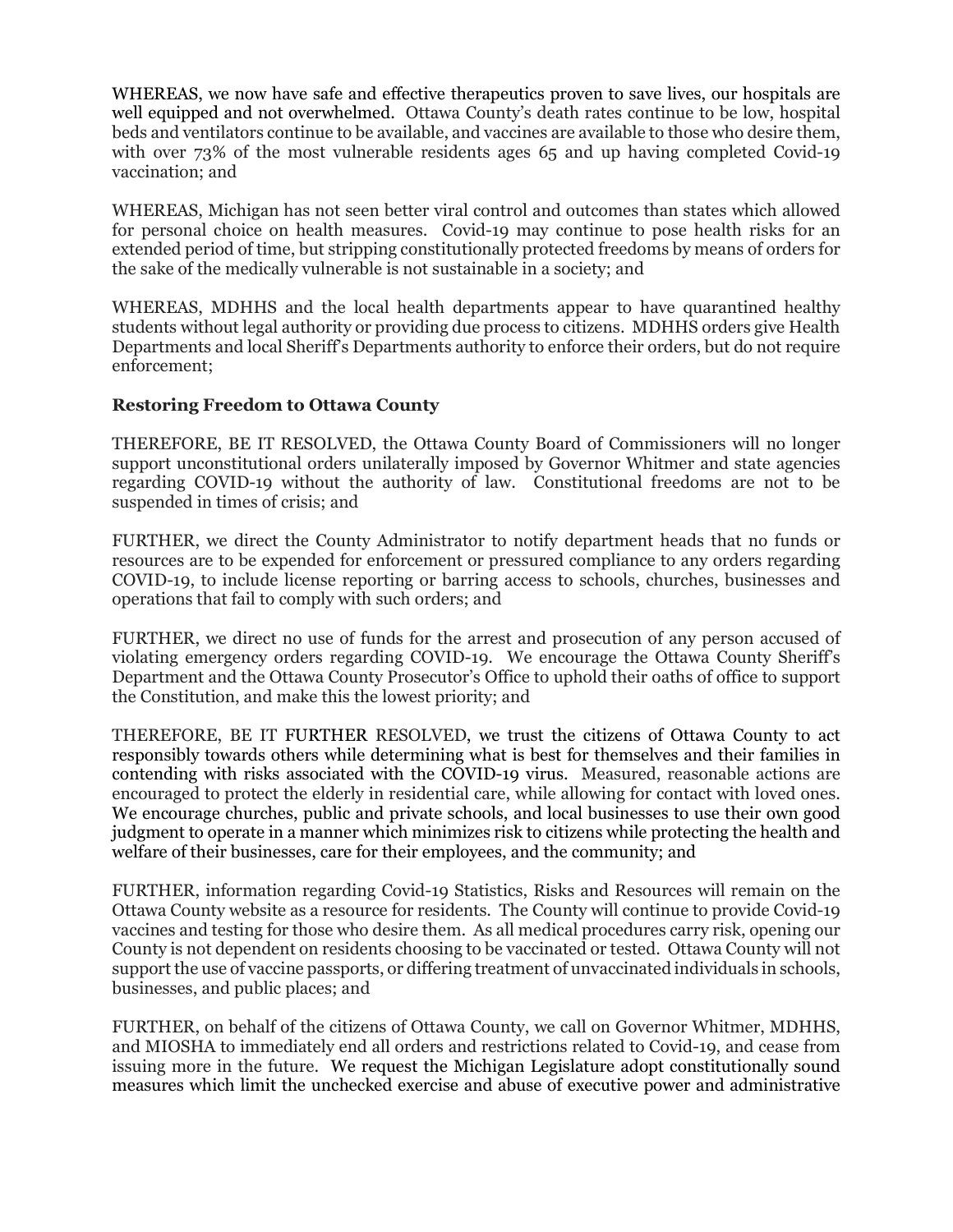WHEREAS, we now have safe and effective therapeutics proven to save lives, our hospitals are well equipped and not overwhelmed. Ottawa County's death rates continue to be low, hospital beds and ventilators continue to be available, and vaccines are available to those who desire them, with over 73% of the most vulnerable residents ages 65 and up having completed Covid-19 vaccination; and

WHEREAS, Michigan has not seen better viral control and outcomes than states which allowed for personal choice on health measures. Covid-19 may continue to pose health risks for an extended period of time, but stripping constitutionally protected freedoms by means of orders for the sake of the medically vulnerable is not sustainable in a society; and

WHEREAS, MDHHS and the local health departments appear to have quarantined healthy students without legal authority or providing due process to citizens. MDHHS orders give Health Departments and local Sheriff's Departments authority to enforce their orders, but do not require enforcement;

**Restoring Freedom to Ottawa County**

THEREFORE, BE IT RESOLVED, the Ottawa County Board of Commissioners will no longer support unconstitutional orders unilaterally imposed by Governor Whitmer and state agencies regarding COVID-19 without the authority of law. Constitutional freedoms are not to be suspended in times of crisis; and

FURTHER, we direct the County Administrator to notify department heads that no funds or resources are to be expended for enforcement or pressured compliance to any orders regarding COVID-19, to include license reporting or barring access to schools, churches, businesses and operations that fail to comply with such orders; and

FURTHER, we direct no use of funds for the arrest and prosecution of any person accused of violating emergency orders regarding COVID-19. We encourage the Ottawa County Sheriff's Department and the Ottawa County Prosecutor's Office to uphold their oaths of office to support the Constitution, and make this the lowest priority; and

THEREFORE, BE IT FURTHER RESOLVED, we trust the citizens of Ottawa County to act responsibly towards others while determining what is best for themselves and their families in contending with risks associated with the COVID-19 virus. Measured, reasonable actions are encouraged to protect the elderly in residential care, while allowing for contact with loved ones. We encourage churches, public and private schools, and local businesses to use their own good judgment to operate in a manner which minimizes risk to citizens while protecting the health and welfare of their businesses, care for their employees, and the community; and

FURTHER, information regarding Covid-19 Statistics, Risks and Resources will remain on the Ottawa County website as a resource for residents. The County will continue to provide Covid-19 vaccines and testing for those who desire them. As all medical procedures carry risk, opening our County is not dependent on residents choosing to be vaccinated or tested. Ottawa County will not support the use of vaccine passports, or differing treatment of unvaccinated individuals in schools, businesses, and public places; and

FURTHER, on behalf of the citizens of Ottawa County, we call on Governor Whitmer, MDHHS, and MIOSHA to immediately end all orders and restrictions related to Covid-19, and cease from issuing more in the future. We request the Michigan Legislature adopt constitutionally sound measures which limit the unchecked exercise and abuse of executive power and administrative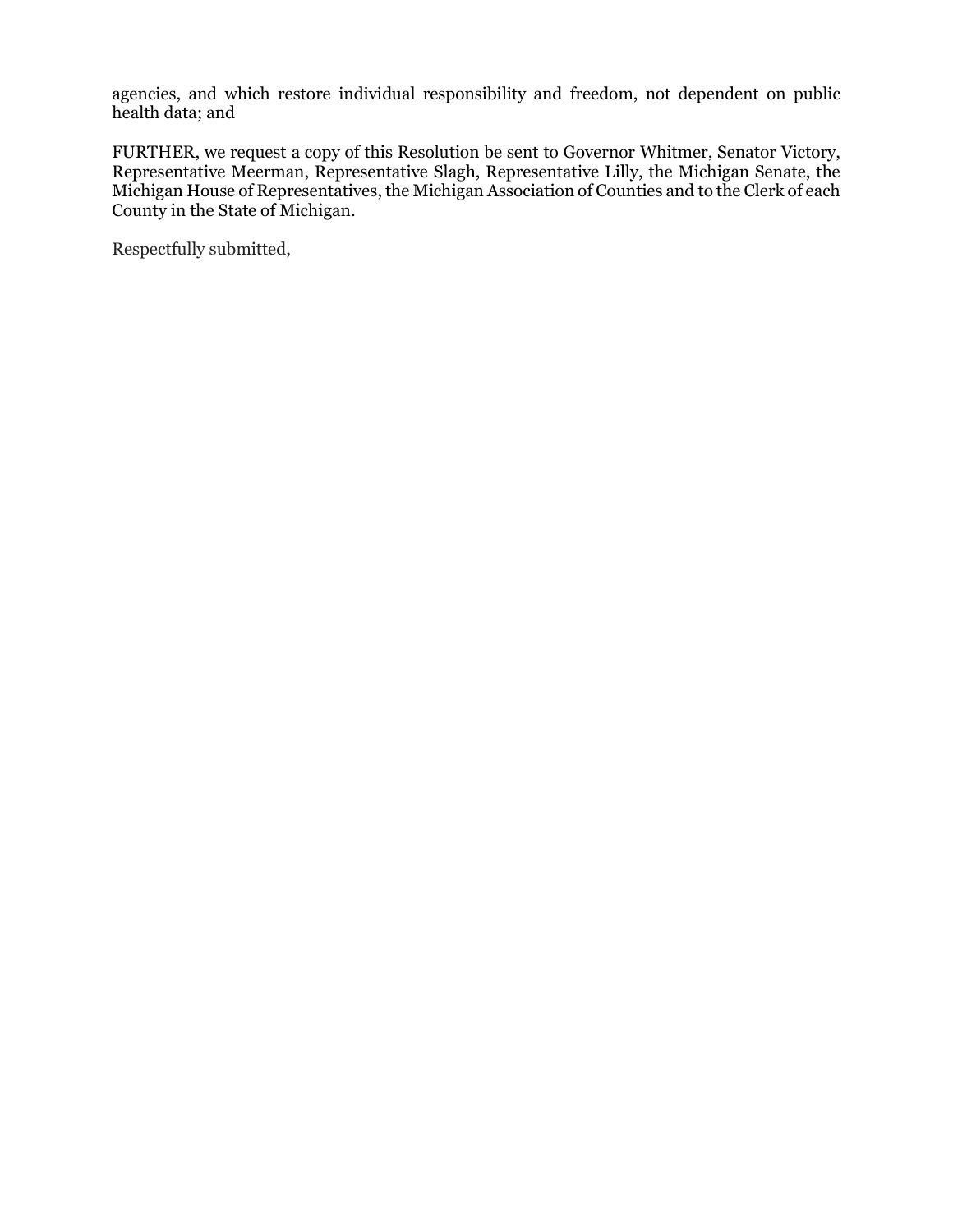agencies, and which restore individual responsibility and freedom, not dependent on public health data; and

FURTHER, we request a copy of this Resolution be sent to Governor Whitmer, Senator Victory, Representative Meerman, Representative Slagh, Representative Lilly, the Michigan Senate, the Michigan House of Representatives, the Michigan Association of Counties and to the Clerk of each County in the State of Michigan.

Respectfully submitted,